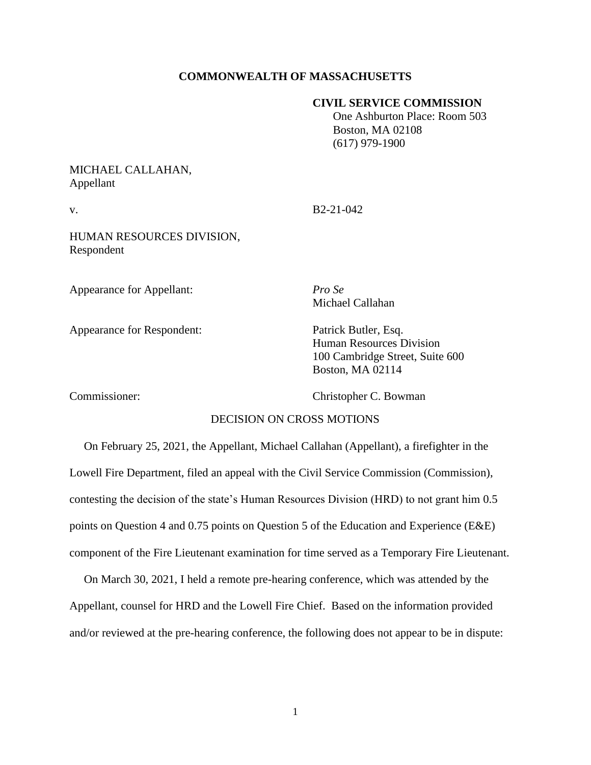**COMMONWEALTH OF MASSACHUSETTS**

**CIVIL SERVICE COMMISSION**
One Ashburton Place: Room 503
Boston, MA 02108
(617) 979-1900

MICHAEL CALLAHAN,
Appellant

v. B2-21-042

HUMAN RESOURCES DIVISION,
Respondent

Appearance for Appellant: *Pro Se*
Michael Callahan

Appearance for Respondent: Patrick Butler, Esq.
Human Resources Division
100 Cambridge Street, Suite 600
Boston, MA 02114

Commissioner: Christopher C. Bowman

DECISION ON CROSS MOTIONS

On February 25, 2021, the Appellant, Michael Callahan (Appellant), a firefighter in the Lowell Fire Department, filed an appeal with the Civil Service Commission (Commission), contesting the decision of the state's Human Resources Division (HRD) to not grant him 0.5 points on Question 4 and 0.75 points on Question 5 of the Education and Experience (E&E) component of the Fire Lieutenant examination for time served as a Temporary Fire Lieutenant.

On March 30, 2021, I held a remote pre-hearing conference, which was attended by the Appellant, counsel for HRD and the Lowell Fire Chief. Based on the information provided and/or reviewed at the pre-hearing conference, the following does not appear to be in dispute: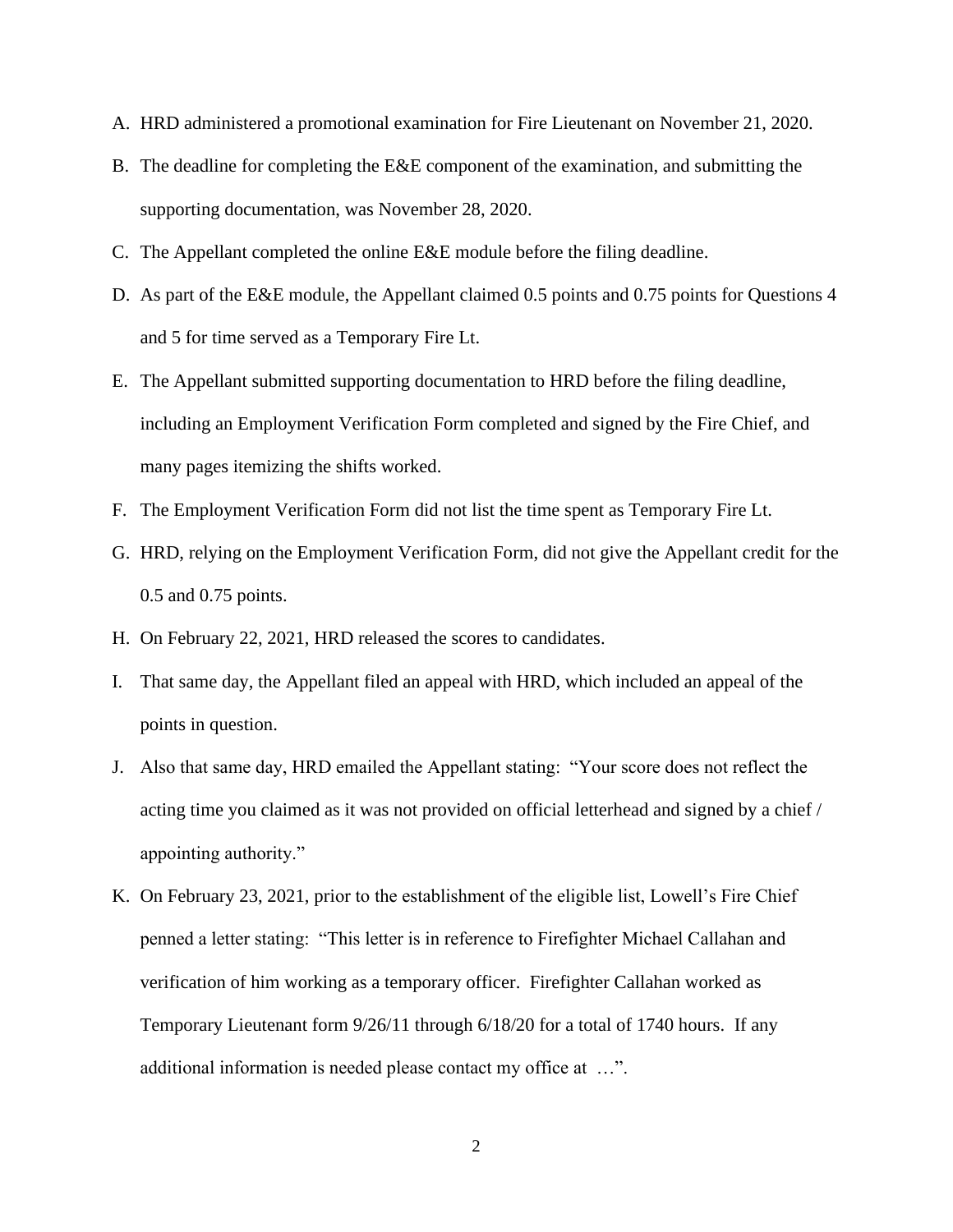A. HRD administered a promotional examination for Fire Lieutenant on November 21, 2020.

B. The deadline for completing the E&E component of the examination, and submitting the supporting documentation, was November 28, 2020.

C. The Appellant completed the online E&E module before the filing deadline.

D. As part of the E&E module, the Appellant claimed 0.5 points and 0.75 points for Questions 4 and 5 for time served as a Temporary Fire Lt.

E. The Appellant submitted supporting documentation to HRD before the filing deadline, including an Employment Verification Form completed and signed by the Fire Chief, and many pages itemizing the shifts worked.

F. The Employment Verification Form did not list the time spent as Temporary Fire Lt.

G. HRD, relying on the Employment Verification Form, did not give the Appellant credit for the 0.5 and 0.75 points.

H. On February 22, 2021, HRD released the scores to candidates.

I. That same day, the Appellant filed an appeal with HRD, which included an appeal of the points in question.

J. Also that same day, HRD emailed the Appellant stating: "Your score does not reflect the acting time you claimed as it was not provided on official letterhead and signed by a chief / appointing authority."

K. On February 23, 2021, prior to the establishment of the eligible list, Lowell's Fire Chief penned a letter stating: "This letter is in reference to Firefighter Michael Callahan and verification of him working as a temporary officer. Firefighter Callahan worked as Temporary Lieutenant form 9/26/11 through 6/18/20 for a total of 1740 hours. If any additional information is needed please contact my office at …".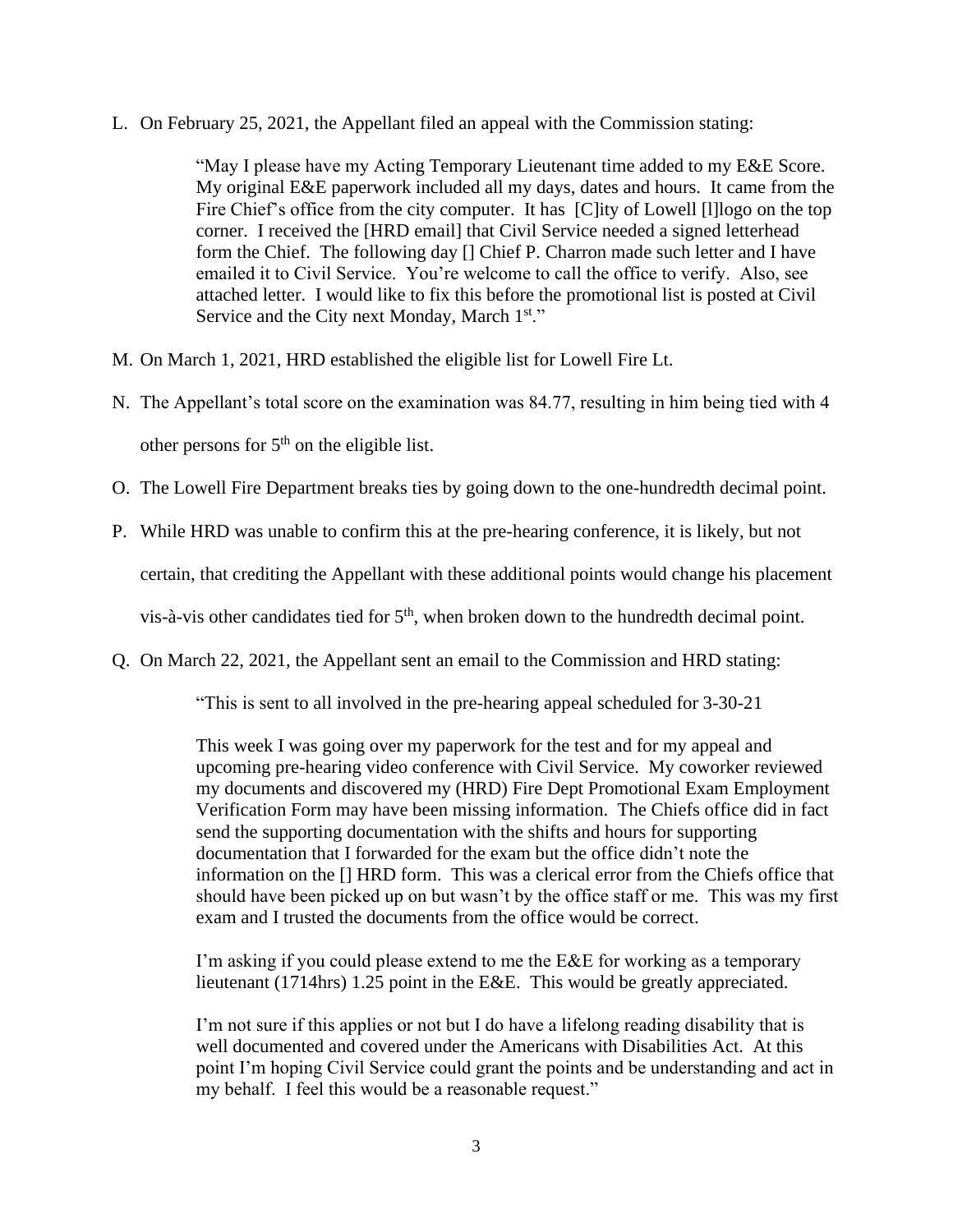L. On February 25, 2021, the Appellant filed an appeal with the Commission stating:

> "May I please have my Acting Temporary Lieutenant time added to my E&E Score. My original E&E paperwork included all my days, dates and hours. It came from the Fire Chief's office from the city computer. It has [C]ity of Lowell [l]logo on the top corner. I received the [HRD email] that Civil Service needed a signed letterhead form the Chief. The following day [] Chief P. Charron made such letter and I have emailed it to Civil Service. You're welcome to call the office to verify. Also, see attached letter. I would like to fix this before the promotional list is posted at Civil Service and the City next Monday, March 1st."

M. On March 1, 2021, HRD established the eligible list for Lowell Fire Lt.

N. The Appellant's total score on the examination was 84.77, resulting in him being tied with 4 other persons for 5th on the eligible list.

O. The Lowell Fire Department breaks ties by going down to the one-hundredth decimal point.

P. While HRD was unable to confirm this at the pre-hearing conference, it is likely, but not certain, that crediting the Appellant with these additional points would change his placement vis-à-vis other candidates tied for 5th, when broken down to the hundredth decimal point.

Q. On March 22, 2021, the Appellant sent an email to the Commission and HRD stating:

> "This is sent to all involved in the pre-hearing appeal scheduled for 3-30-21
>
> This week I was going over my paperwork for the test and for my appeal and upcoming pre-hearing video conference with Civil Service. My coworker reviewed my documents and discovered my (HRD) Fire Dept Promotional Exam Employment Verification Form may have been missing information. The Chiefs office did in fact send the supporting documentation with the shifts and hours for supporting documentation that I forwarded for the exam but the office didn't note the information on the [] HRD form. This was a clerical error from the Chiefs office that should have been picked up on but wasn't by the office staff or me. This was my first exam and I trusted the documents from the office would be correct.
>
> I'm asking if you could please extend to me the E&E for working as a temporary lieutenant (1714hrs) 1.25 point in the E&E. This would be greatly appreciated.
>
> I'm not sure if this applies or not but I do have a lifelong reading disability that is well documented and covered under the Americans with Disabilities Act. At this point I'm hoping Civil Service could grant the points and be understanding and act in my behalf. I feel this would be a reasonable request."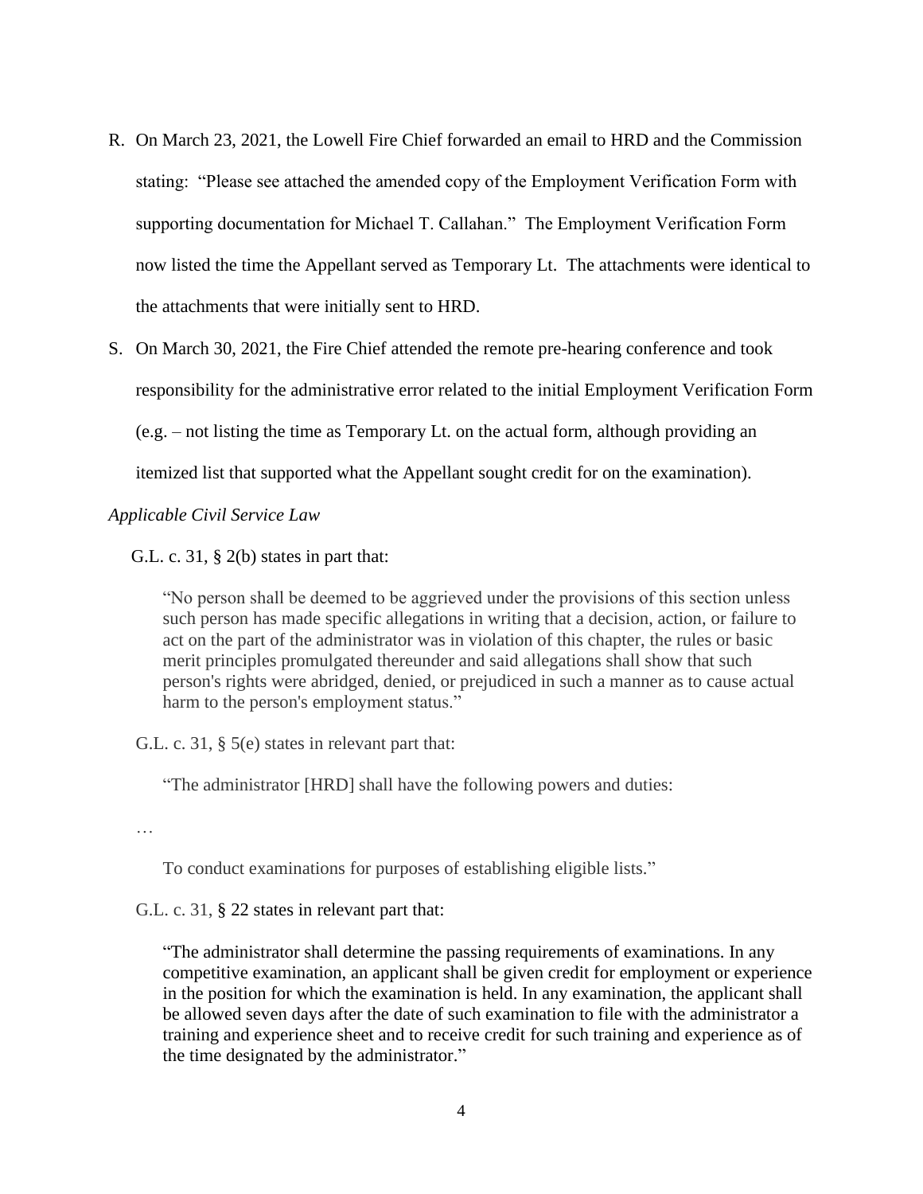R. On March 23, 2021, the Lowell Fire Chief forwarded an email to HRD and the Commission stating: "Please see attached the amended copy of the Employment Verification Form with supporting documentation for Michael T. Callahan." The Employment Verification Form now listed the time the Appellant served as Temporary Lt. The attachments were identical to the attachments that were initially sent to HRD.

S. On March 30, 2021, the Fire Chief attended the remote pre-hearing conference and took responsibility for the administrative error related to the initial Employment Verification Form (e.g. – not listing the time as Temporary Lt. on the actual form, although providing an itemized list that supported what the Appellant sought credit for on the examination).

*Applicable Civil Service Law*

G.L. c. 31, § 2(b) states in part that:

> "No person shall be deemed to be aggrieved under the provisions of this section unless such person has made specific allegations in writing that a decision, action, or failure to act on the part of the administrator was in violation of this chapter, the rules or basic merit principles promulgated thereunder and said allegations shall show that such person's rights were abridged, denied, or prejudiced in such a manner as to cause actual harm to the person's employment status."

G.L. c. 31, § 5(e) states in relevant part that:

> "The administrator [HRD] shall have the following powers and duties:
>
> …
>
> To conduct examinations for purposes of establishing eligible lists."

G.L. c. 31, § 22 states in relevant part that:

> "The administrator shall determine the passing requirements of examinations. In any competitive examination, an applicant shall be given credit for employment or experience in the position for which the examination is held. In any examination, the applicant shall be allowed seven days after the date of such examination to file with the administrator a training and experience sheet and to receive credit for such training and experience as of the time designated by the administrator."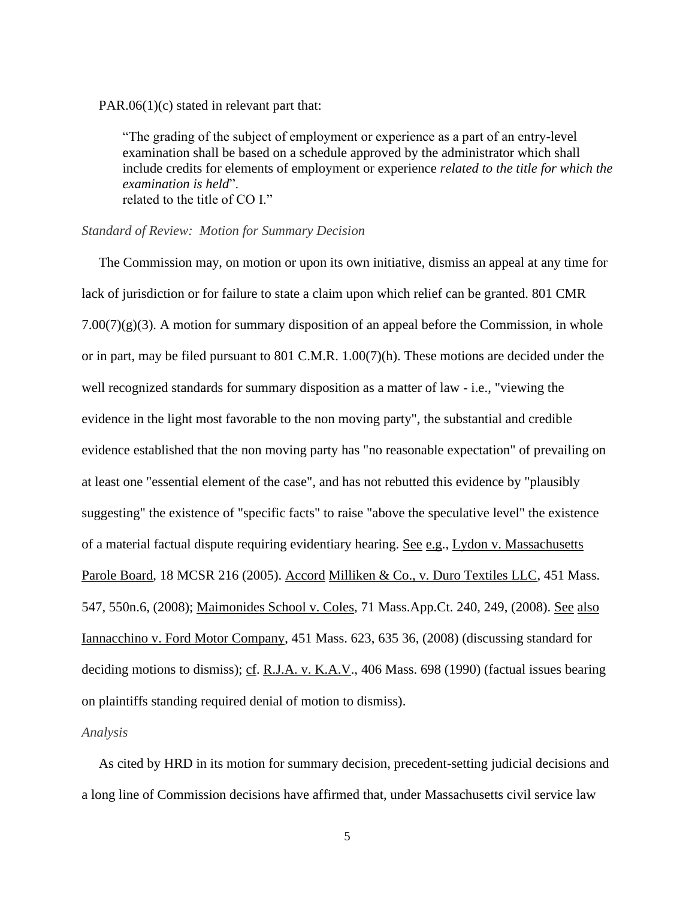PAR.06(1)(c) stated in relevant part that:

> "The grading of the subject of employment or experience as a part of an entry-level examination shall be based on a schedule approved by the administrator which shall include credits for elements of employment or experience *related to the title for which the examination is held*".
> related to the title of CO I."

*Standard of Review: Motion for Summary Decision*

The Commission may, on motion or upon its own initiative, dismiss an appeal at any time for lack of jurisdiction or for failure to state a claim upon which relief can be granted. 801 CMR 7.00(7)(g)(3). A motion for summary disposition of an appeal before the Commission, in whole or in part, may be filed pursuant to 801 C.M.R. 1.00(7)(h). These motions are decided under the well recognized standards for summary disposition as a matter of law - i.e., "viewing the evidence in the light most favorable to the non moving party", the substantial and credible evidence established that the non moving party has "no reasonable expectation" of prevailing on at least one "essential element of the case", and has not rebutted this evidence by "plausibly suggesting" the existence of "specific facts" to raise "above the speculative level" the existence of a material factual dispute requiring evidentiary hearing. See e.g., Lydon v. Massachusetts Parole Board, 18 MCSR 216 (2005). Accord Milliken & Co., v. Duro Textiles LLC, 451 Mass. 547, 550n.6, (2008); Maimonides School v. Coles, 71 Mass.App.Ct. 240, 249, (2008). See also Iannacchino v. Ford Motor Company, 451 Mass. 623, 635 36, (2008) (discussing standard for deciding motions to dismiss); cf. R.J.A. v. K.A.V., 406 Mass. 698 (1990) (factual issues bearing on plaintiffs standing required denial of motion to dismiss).

*Analysis*

As cited by HRD in its motion for summary decision, precedent-setting judicial decisions and a long line of Commission decisions have affirmed that, under Massachusetts civil service law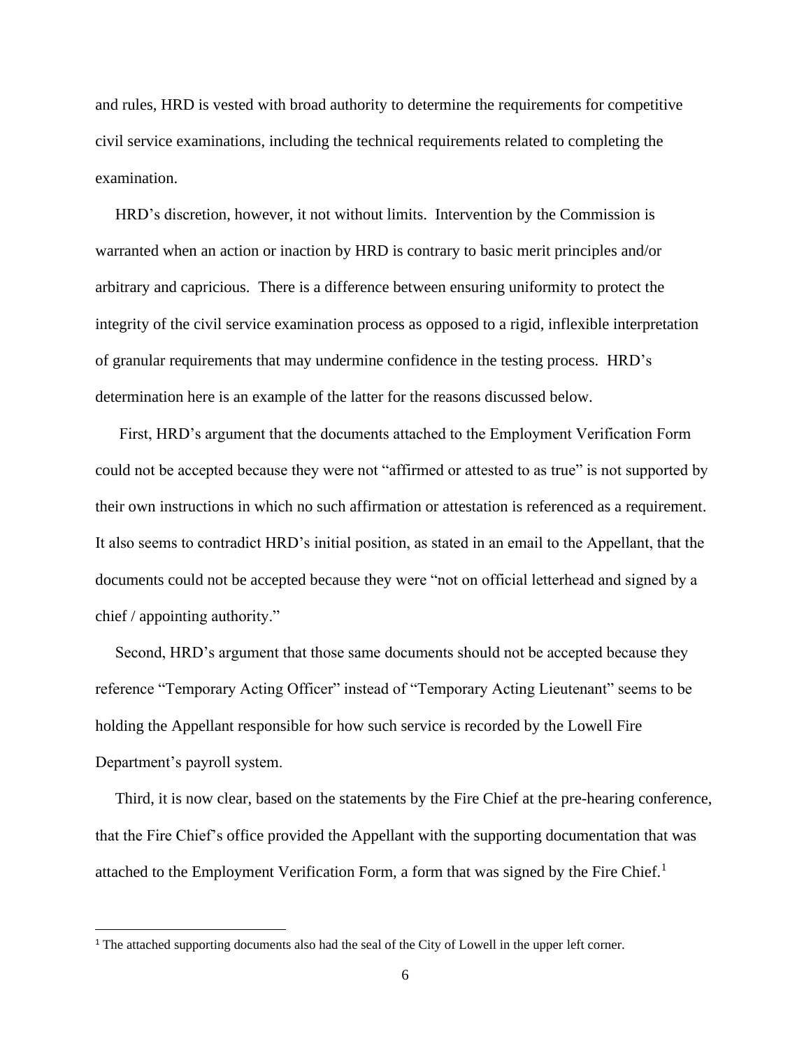and rules, HRD is vested with broad authority to determine the requirements for competitive civil service examinations, including the technical requirements related to completing the examination.

HRD's discretion, however, it not without limits. Intervention by the Commission is warranted when an action or inaction by HRD is contrary to basic merit principles and/or arbitrary and capricious. There is a difference between ensuring uniformity to protect the integrity of the civil service examination process as opposed to a rigid, inflexible interpretation of granular requirements that may undermine confidence in the testing process. HRD's determination here is an example of the latter for the reasons discussed below.

First, HRD's argument that the documents attached to the Employment Verification Form could not be accepted because they were not "affirmed or attested to as true" is not supported by their own instructions in which no such affirmation or attestation is referenced as a requirement. It also seems to contradict HRD's initial position, as stated in an email to the Appellant, that the documents could not be accepted because they were "not on official letterhead and signed by a chief / appointing authority."

Second, HRD's argument that those same documents should not be accepted because they reference "Temporary Acting Officer" instead of "Temporary Acting Lieutenant" seems to be holding the Appellant responsible for how such service is recorded by the Lowell Fire Department's payroll system.

Third, it is now clear, based on the statements by the Fire Chief at the pre-hearing conference, that the Fire Chief's office provided the Appellant with the supporting documentation that was attached to the Employment Verification Form, a form that was signed by the Fire Chief.[1]

[1] The attached supporting documents also had the seal of the City of Lowell in the upper left corner.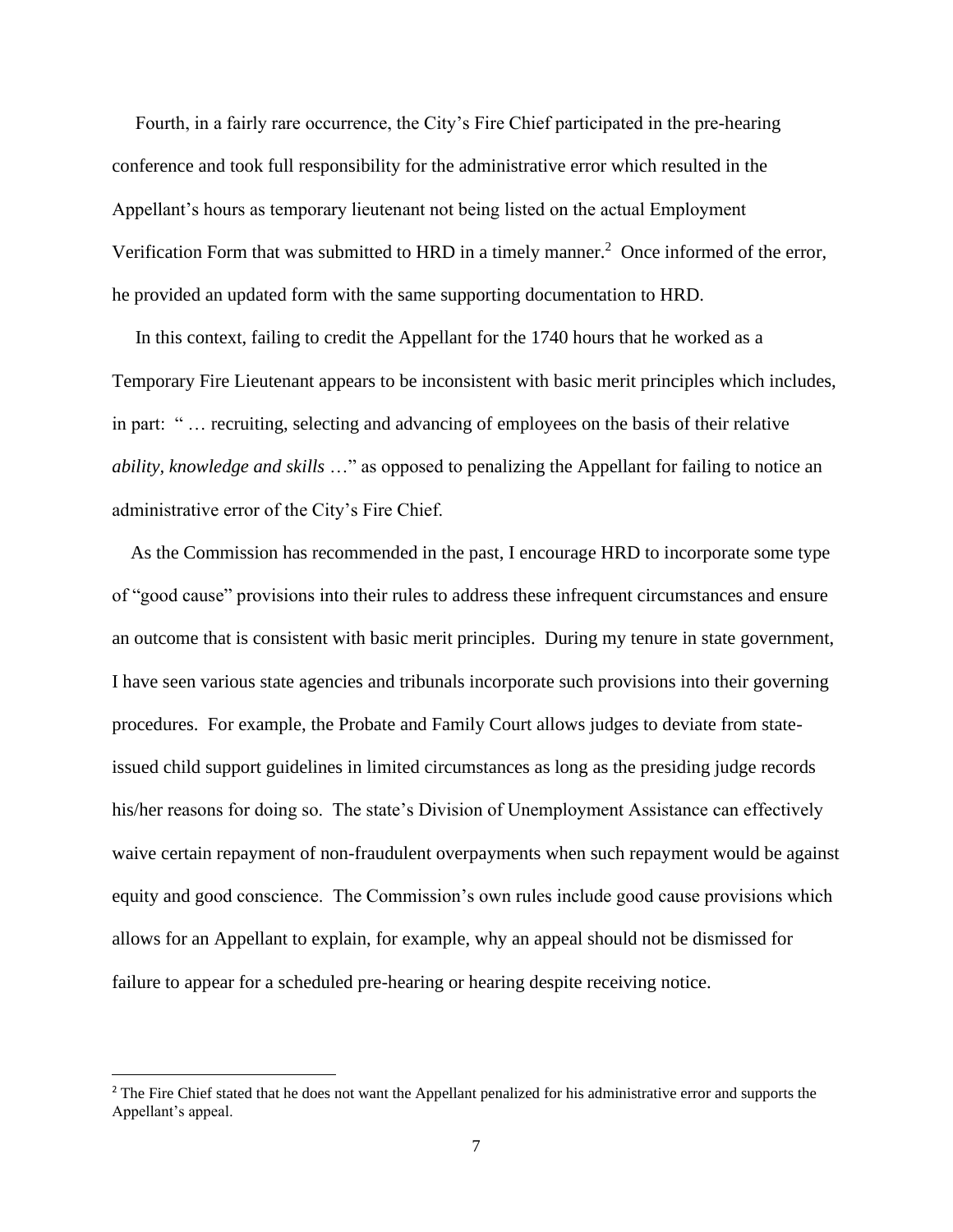Fourth, in a fairly rare occurrence, the City's Fire Chief participated in the pre-hearing conference and took full responsibility for the administrative error which resulted in the Appellant's hours as temporary lieutenant not being listed on the actual Employment Verification Form that was submitted to HRD in a timely manner.[2] Once informed of the error, he provided an updated form with the same supporting documentation to HRD.

In this context, failing to credit the Appellant for the 1740 hours that he worked as a Temporary Fire Lieutenant appears to be inconsistent with basic merit principles which includes, in part: " … recruiting, selecting and advancing of employees on the basis of their relative *ability, knowledge and skills* …" as opposed to penalizing the Appellant for failing to notice an administrative error of the City's Fire Chief.

As the Commission has recommended in the past, I encourage HRD to incorporate some type of "good cause" provisions into their rules to address these infrequent circumstances and ensure an outcome that is consistent with basic merit principles. During my tenure in state government, I have seen various state agencies and tribunals incorporate such provisions into their governing procedures. For example, the Probate and Family Court allows judges to deviate from state-issued child support guidelines in limited circumstances as long as the presiding judge records his/her reasons for doing so. The state's Division of Unemployment Assistance can effectively waive certain repayment of non-fraudulent overpayments when such repayment would be against equity and good conscience. The Commission's own rules include good cause provisions which allows for an Appellant to explain, for example, why an appeal should not be dismissed for failure to appear for a scheduled pre-hearing or hearing despite receiving notice.

---

[2] The Fire Chief stated that he does not want the Appellant penalized for his administrative error and supports the Appellant's appeal.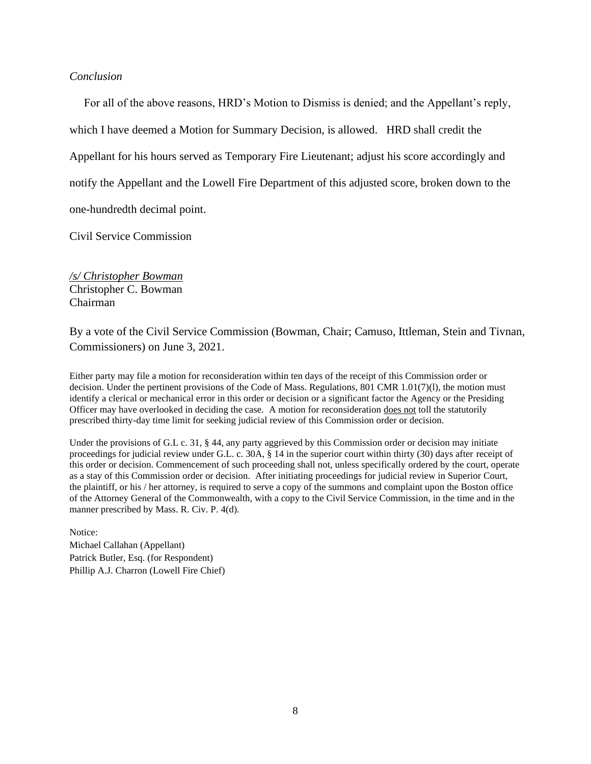*Conclusion*

For all of the above reasons, HRD's Motion to Dismiss is denied; and the Appellant's reply, which I have deemed a Motion for Summary Decision, is allowed. HRD shall credit the Appellant for his hours served as Temporary Fire Lieutenant; adjust his score accordingly and notify the Appellant and the Lowell Fire Department of this adjusted score, broken down to the one-hundredth decimal point.

Civil Service Commission

*/s/ Christopher Bowman*
Christopher C. Bowman
Chairman

By a vote of the Civil Service Commission (Bowman, Chair; Camuso, Ittleman, Stein and Tivnan, Commissioners) on June 3, 2021.

Either party may file a motion for reconsideration within ten days of the receipt of this Commission order or decision. Under the pertinent provisions of the Code of Mass. Regulations, 801 CMR 1.01(7)(l), the motion must identify a clerical or mechanical error in this order or decision or a significant factor the Agency or the Presiding Officer may have overlooked in deciding the case. A motion for reconsideration does not toll the statutorily prescribed thirty-day time limit for seeking judicial review of this Commission order or decision.

Under the provisions of G.L c. 31, § 44, any party aggrieved by this Commission order or decision may initiate proceedings for judicial review under G.L. c. 30A, § 14 in the superior court within thirty (30) days after receipt of this order or decision. Commencement of such proceeding shall not, unless specifically ordered by the court, operate as a stay of this Commission order or decision. After initiating proceedings for judicial review in Superior Court, the plaintiff, or his / her attorney, is required to serve a copy of the summons and complaint upon the Boston office of the Attorney General of the Commonwealth, with a copy to the Civil Service Commission, in the time and in the manner prescribed by Mass. R. Civ. P. 4(d).

Notice:
Michael Callahan (Appellant)
Patrick Butler, Esq. (for Respondent)
Phillip A.J. Charron (Lowell Fire Chief)